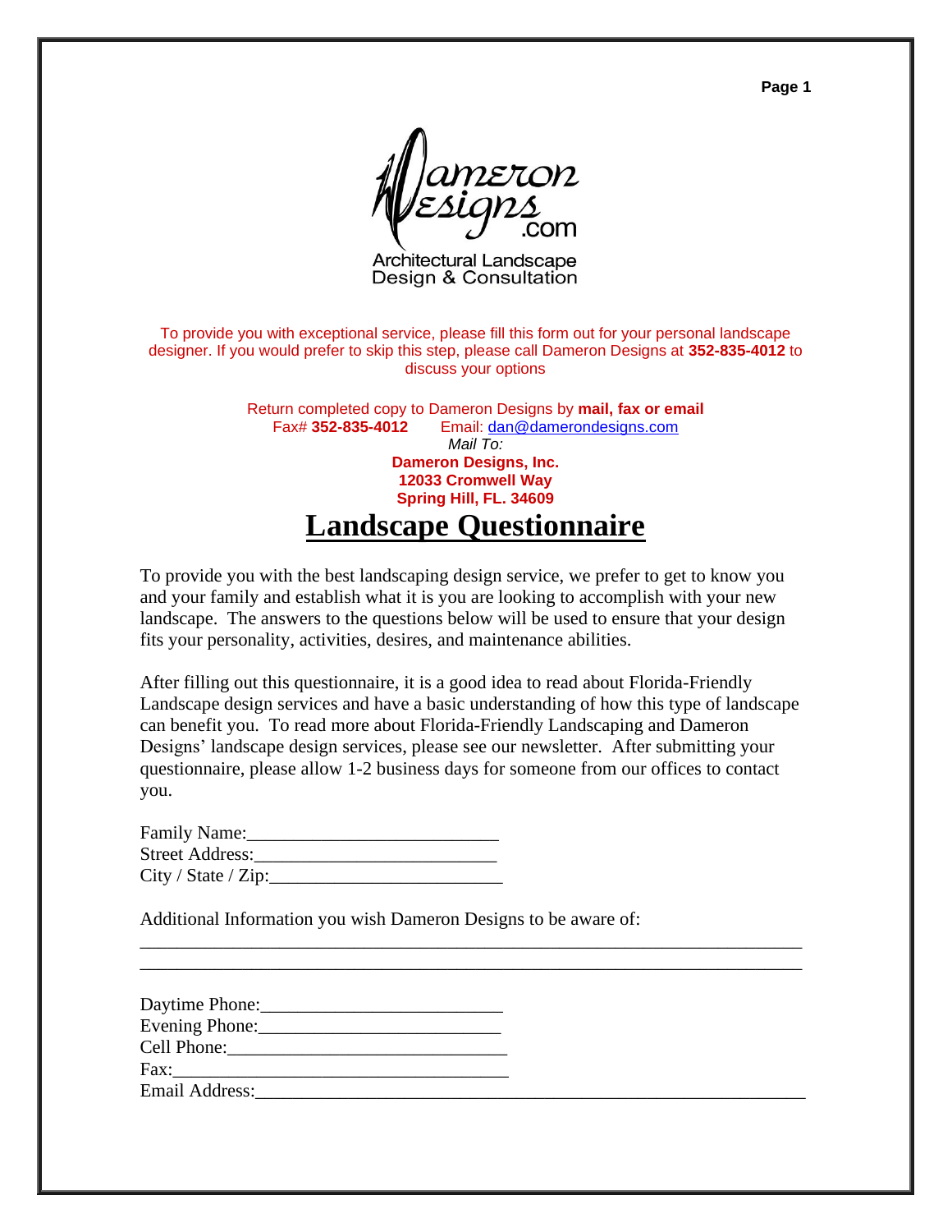Dameron Designs.com

Architectural Landscape Design & Consultation

To provide you with exceptional service, please fill this form out for your personal landscape designer. If you would prefer to skip this step, please call Dameron Designs at **352-835-4012** to discuss your options

Return completed copy to Dameron Designs by **mail, fax or email**

Fax# **352-835-4012** Email: dan@damerondesigns.com

*Mail To:*

**Dameron Designs, Inc.**
**12033 Cromwell Way**
**Spring Hill, FL. 34609**

# Landscape Questionnaire

To provide you with the best landscaping design service, we prefer to get to know you and your family and establish what it is you are looking to accomplish with your new landscape. The answers to the questions below will be used to ensure that your design fits your personality, activities, desires, and maintenance abilities.

After filling out this questionnaire, it is a good idea to read about Florida-Friendly Landscape design services and have a basic understanding of how this type of landscape can benefit you. To read more about Florida-Friendly Landscaping and Dameron Designs' landscape design services, please see our newsletter. After submitting your questionnaire, please allow 1-2 business days for someone from our offices to contact you.

Family Name:___________________________
Street Address:__________________________
City / State / Zip:________________________

Additional Information you wish Dameron Designs to be aware of:
________________________________________________________________________
________________________________________________________________________

Daytime Phone:__________________________
Evening Phone:__________________________
Cell Phone:_____________________________
Fax:___________________________________
Email Address:___________________________________________________________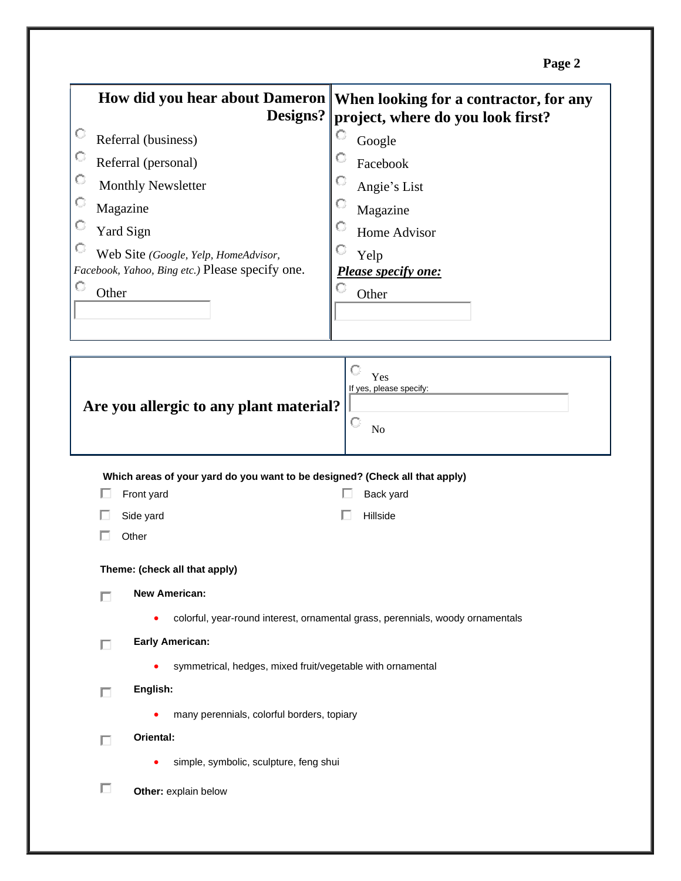| **How did you hear about Dameron Designs?** | **When looking for a contractor, for any project, where do you look first?** |
| --- | --- |
| ○ Referral (business) | ○ Google |
| ○ Referral (personal) | ○ Facebook |
| ○ Monthly Newsletter | ○ Angie's List |
| ○ Magazine | ○ Magazine |
| ○ Yard Sign | ○ Home Advisor |
| ○ Web Site *(Google, Yelp, HomeAdvisor, Facebook, Yahoo, Bing etc.)* Please specify one. | ○ Yelp ***Please specify one:*** |
| ○ Other ______ | ○ Other ______ |

| **Are you allergic to any plant material?** | ○ Yes<br>If yes, please specify: ______<br>○ No |
| --- | --- |

**Which areas of your yard do you want to be designed? (Check all that apply)**

- ☐ Front yard
- ☐ Back yard
- ☐ Side yard
- ☐ Hillside
- ☐ Other

**Theme: (check all that apply)**

☐ **New American:**

- colorful, year-round interest, ornamental grass, perennials, woody ornamentals

☐ **Early American:**

- symmetrical, hedges, mixed fruit/vegetable with ornamental

☐ **English:**

- many perennials, colorful borders, topiary

☐ **Oriental:**

- simple, symbolic, sculpture, feng shui

☐ **Other:** explain below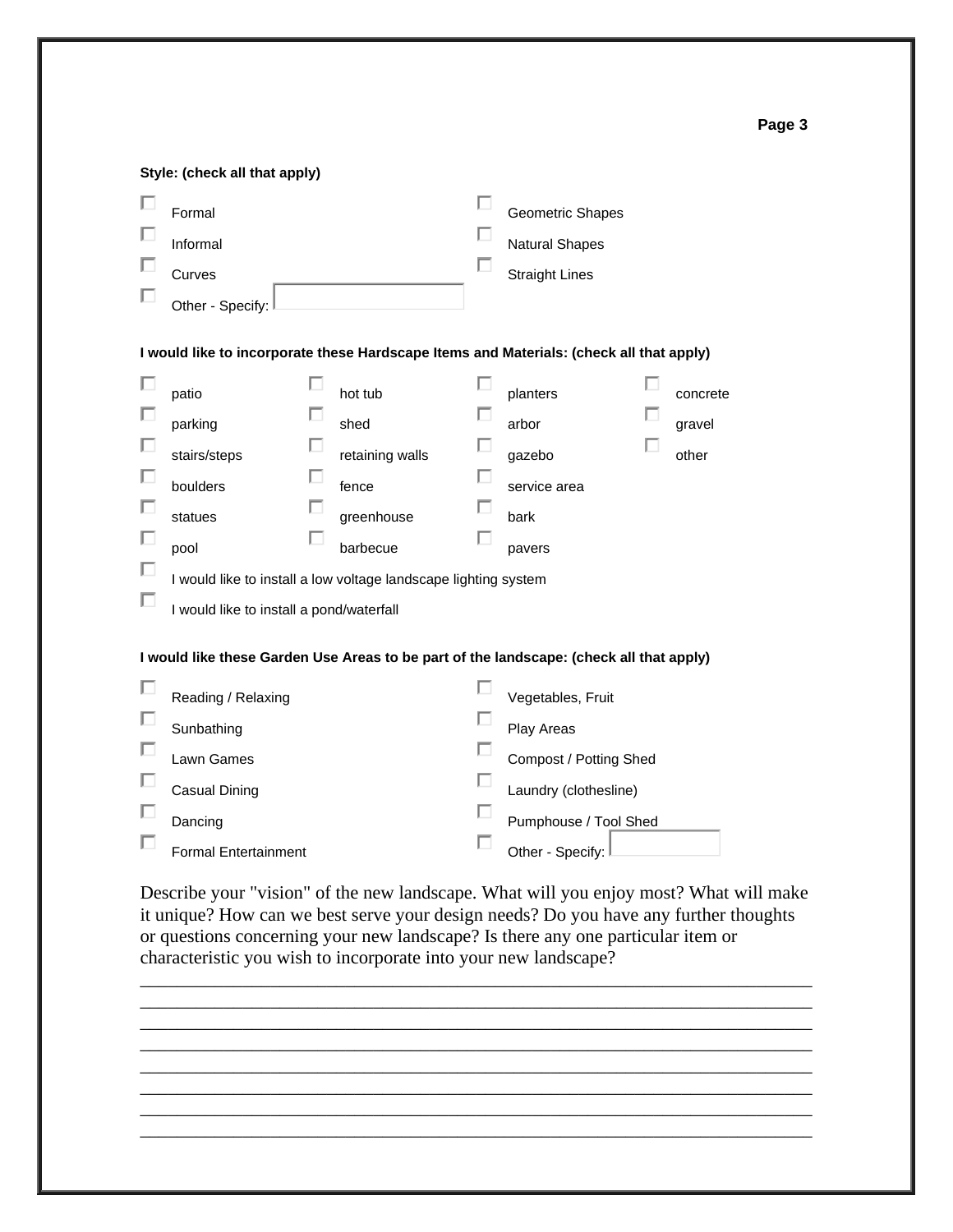**Style: (check all that apply)**

- ☐ Formal
- ☐ Informal
- ☐ Curves
- ☐ Other - Specify: ________
- ☐ Geometric Shapes
- ☐ Natural Shapes
- ☐ Straight Lines

**I would like to incorporate these Hardscape Items and Materials: (check all that apply)**

| | | | |
|---|---|---|---|
| ☐ patio | ☐ hot tub | ☐ planters | ☐ concrete |
| ☐ parking | ☐ shed | ☐ arbor | ☐ gravel |
| ☐ stairs/steps | ☐ retaining walls | ☐ gazebo | ☐ other |
| ☐ boulders | ☐ fence | ☐ service area | |
| ☐ statues | ☐ greenhouse | ☐ bark | |
| ☐ pool | ☐ barbecue | ☐ pavers | |

- ☐ I would like to install a low voltage landscape lighting system
- ☐ I would like to install a pond/waterfall

**I would like these Garden Use Areas to be part of the landscape: (check all that apply)**

- ☐ Reading / Relaxing
- ☐ Sunbathing
- ☐ Lawn Games
- ☐ Casual Dining
- ☐ Dancing
- ☐ Formal Entertainment
- ☐ Vegetables, Fruit
- ☐ Play Areas
- ☐ Compost / Potting Shed
- ☐ Laundry (clothesline)
- ☐ Pumphouse / Tool Shed
- ☐ Other - Specify: ________

Describe your "vision" of the new landscape. What will you enjoy most? What will make it unique? How can we best serve your design needs? Do you have any further thoughts or questions concerning your new landscape? Is there any one particular item or characteristic you wish to incorporate into your new landscape?

________________________________________________________________________
________________________________________________________________________
________________________________________________________________________
________________________________________________________________________
________________________________________________________________________
________________________________________________________________________
________________________________________________________________________
________________________________________________________________________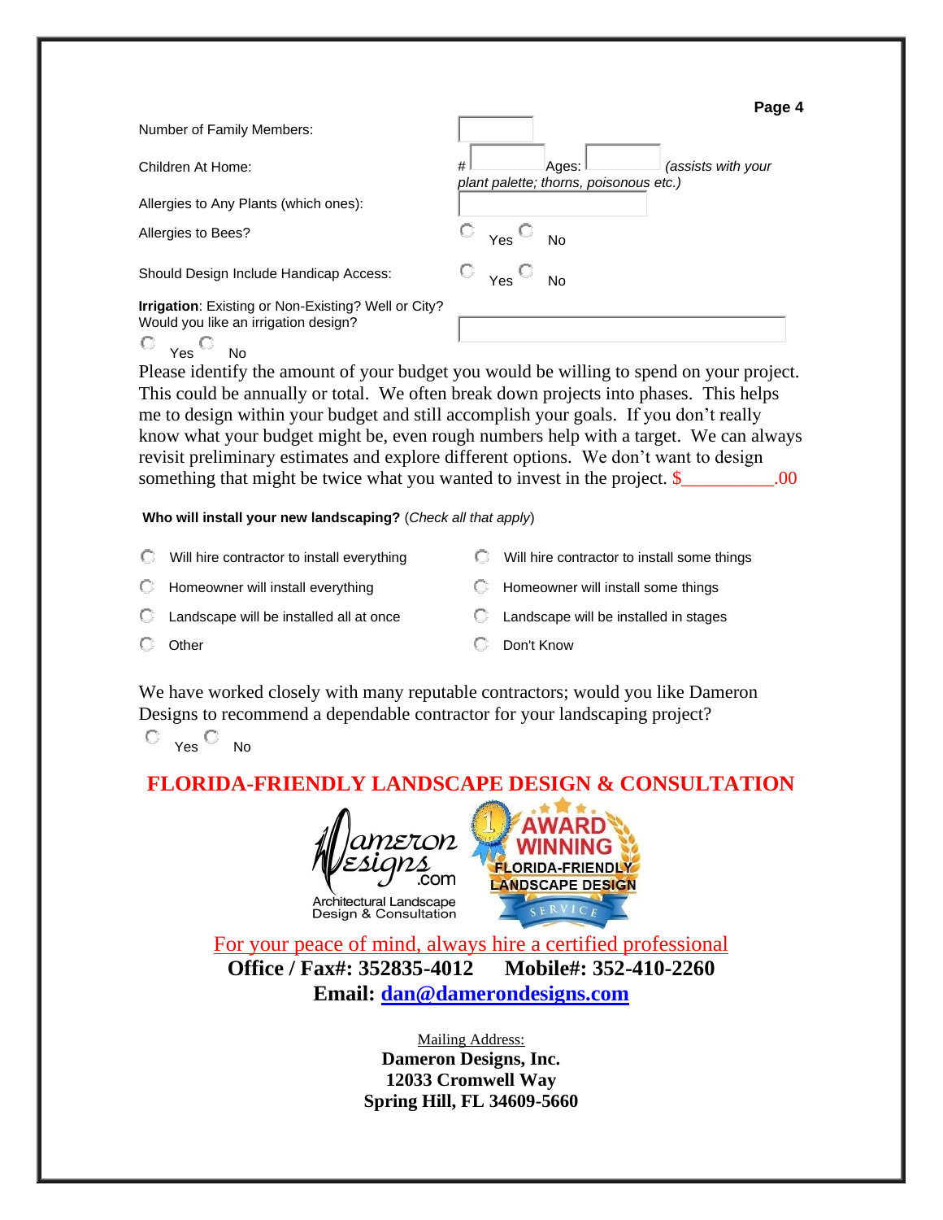Number of Family Members:

Children At Home: # ______ Ages: ______ *(assists with your plant palette; thorns, poisonous etc.)*

Allergies to Any Plants (which ones):

Allergies to Bees? ○ Yes ○ No

Should Design Include Handicap Access: ○ Yes ○ No

**Irrigation**: Existing or Non-Existing? Well or City? Would you like an irrigation design?

○ Yes ○ No

Please identify the amount of your budget you would be willing to spend on your project. This could be annually or total. We often break down projects into phases. This helps me to design within your budget and still accomplish your goals. If you don't really know what your budget might be, even rough numbers help with a target. We can always revisit preliminary estimates and explore different options. We don't want to design something that might be twice what you wanted to invest in the project. $__________.00

**Who will install your new landscaping?** (*Check all that apply*)

- ○ Will hire contractor to install everything
- ○ Will hire contractor to install some things
- ○ Homeowner will install everything
- ○ Homeowner will install some things
- ○ Landscape will be installed all at once
- ○ Landscape will be installed in stages
- ○ Other
- ○ Don't Know

We have worked closely with many reputable contractors; would you like Dameron Designs to recommend a dependable contractor for your landscaping project?

○ Yes ○ No

## FLORIDA-FRIENDLY LANDSCAPE DESIGN & CONSULTATION

Dameron Designs.com
Architectural Landscape Design & Consultation

AWARD WINNING FLORIDA-FRIENDLY LANDSCAPE DESIGN SERVICE

For your peace of mind, always hire a certified professional

**Office / Fax#: 352835-4012 Mobile#: 352-410-2260**

**Email: dan@damerondesigns.com**

Mailing Address:

**Dameron Designs, Inc.**
**12033 Cromwell Way**
**Spring Hill, FL 34609-5660**